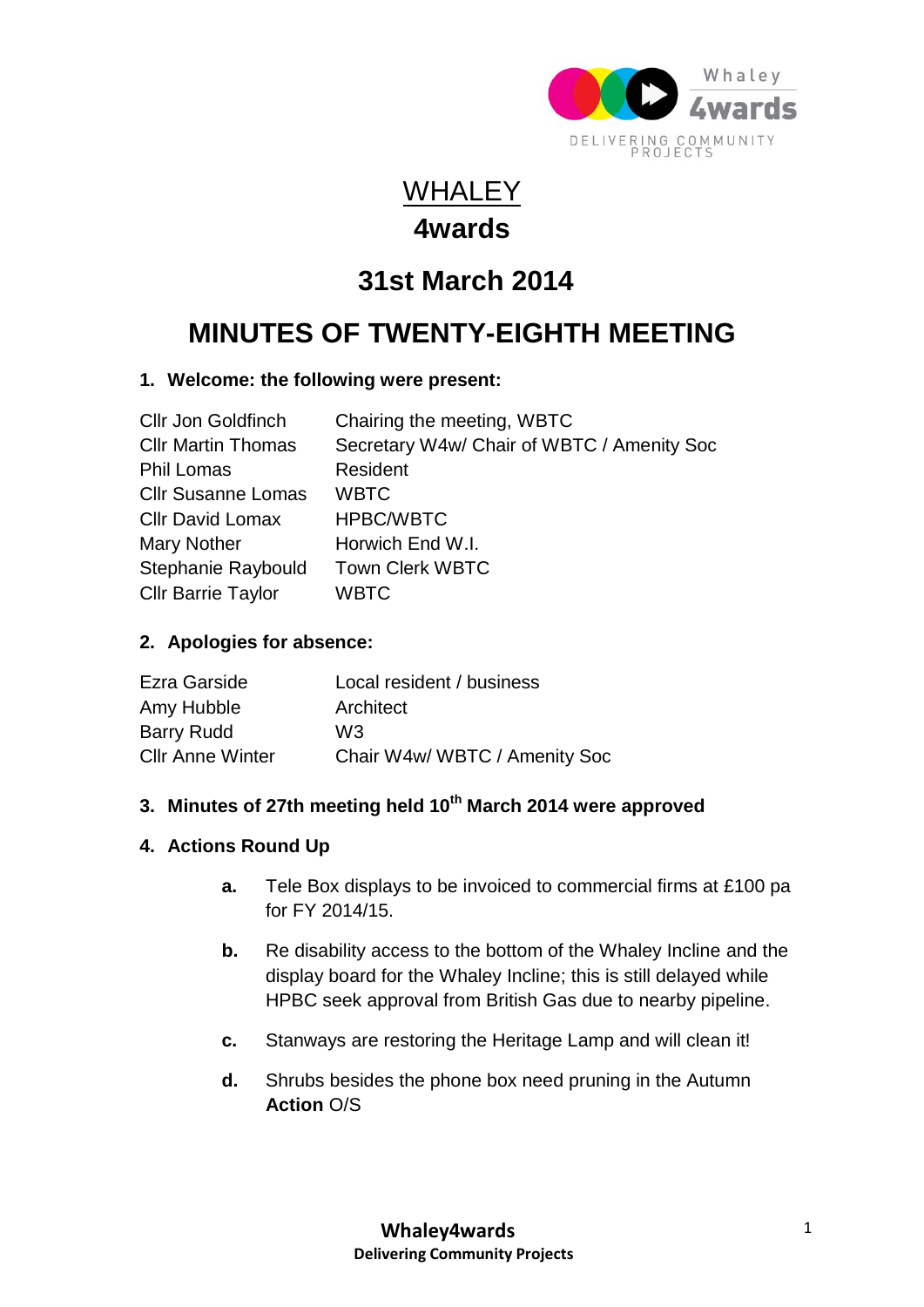# WHALEY

# 4wards

## 31st March 2014

## MINUTES OF TWENTY-EIGHTH MEETING

### 1. Welcome: the following were present:

| | |
|---|---|
| Cllr Jon Goldfinch | Chairing the meeting, WBTC |
| Cllr Martin Thomas | Secretary W4w/ Chair of WBTC / Amenity Soc |
| Phil Lomas | Resident |
| Cllr Susanne Lomas | WBTC |
| Cllr David Lomax | HPBC/WBTC |
| Mary Nother | Horwich End W.I. |
| Stephanie Raybould | Town Clerk WBTC |
| Cllr Barrie Taylor | WBTC |

### 2. Apologies for absence:

| | |
|---|---|
| Ezra Garside | Local resident / business |
| Amy Hubble | Architect |
| Barry Rudd | W3 |
| Cllr Anne Winter | Chair W4w/ WBTC / Amenity Soc |

### 3. Minutes of 27th meeting held 10th March 2014 were approved

### 4. Actions Round Up

**a.** Tele Box displays to be invoiced to commercial firms at £100 pa for FY 2014/15.

**b.** Re disability access to the bottom of the Whaley Incline and the display board for the Whaley Incline; this is still delayed while HPBC seek approval from British Gas due to nearby pipeline.

**c.** Stanways are restoring the Heritage Lamp and will clean it!

**d.** Shrubs besides the phone box need pruning in the Autumn **Action** O/S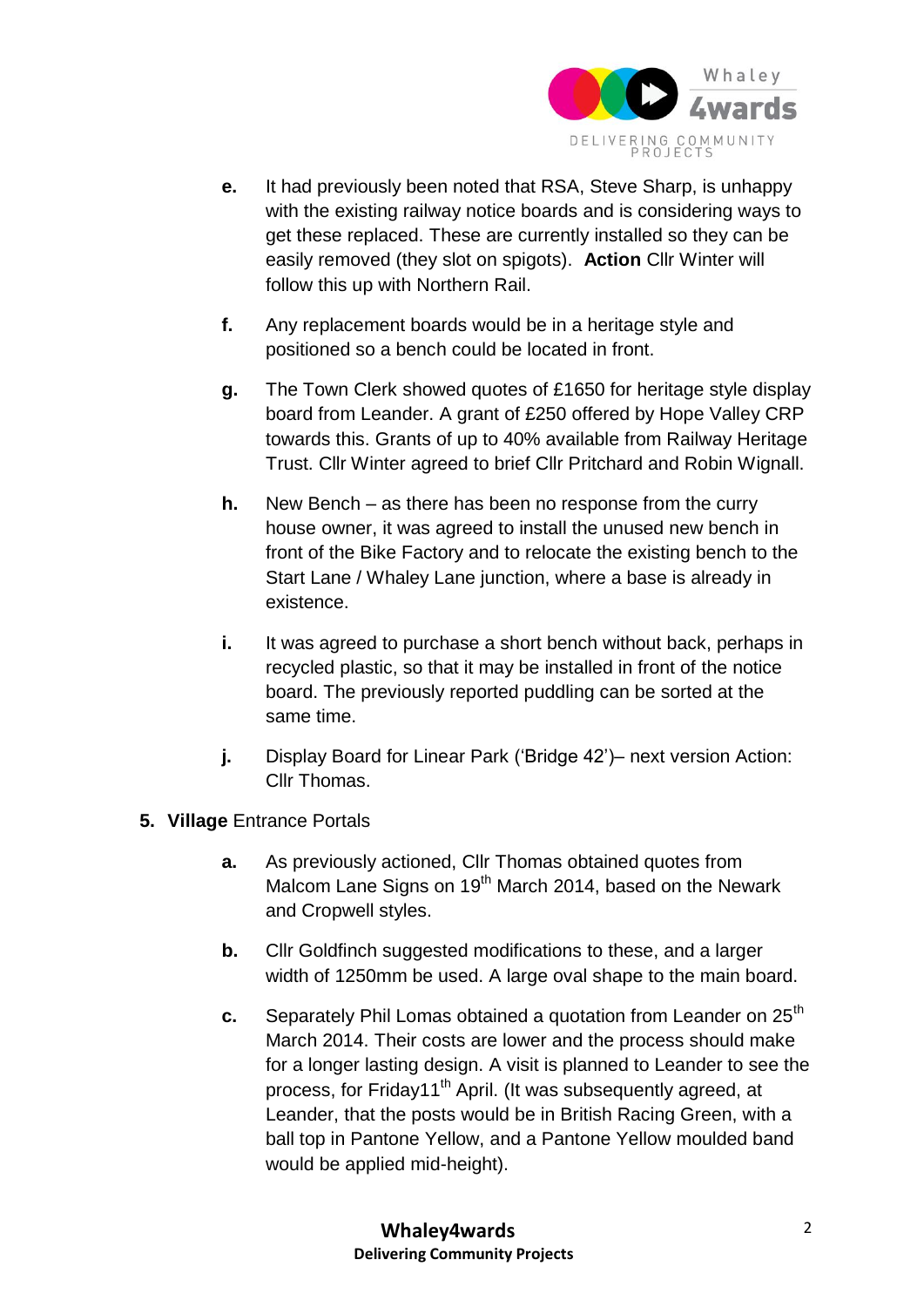- **e.** It had previously been noted that RSA, Steve Sharp, is unhappy with the existing railway notice boards and is considering ways to get these replaced. These are currently installed so they can be easily removed (they slot on spigots). **Action** Cllr Winter will follow this up with Northern Rail.

- **f.** Any replacement boards would be in a heritage style and positioned so a bench could be located in front.

- **g.** The Town Clerk showed quotes of £1650 for heritage style display board from Leander. A grant of £250 offered by Hope Valley CRP towards this. Grants of up to 40% available from Railway Heritage Trust. Cllr Winter agreed to brief Cllr Pritchard and Robin Wignall.

- **h.** New Bench – as there has been no response from the curry house owner, it was agreed to install the unused new bench in front of the Bike Factory and to relocate the existing bench to the Start Lane / Whaley Lane junction, where a base is already in existence.

- **i.** It was agreed to purchase a short bench without back, perhaps in recycled plastic, so that it may be installed in front of the notice board. The previously reported puddling can be sorted at the same time.

- **j.** Display Board for Linear Park ('Bridge 42')– next version Action: Cllr Thomas.

5. **Village** Entrance Portals

- **a.** As previously actioned, Cllr Thomas obtained quotes from Malcom Lane Signs on 19th March 2014, based on the Newark and Cropwell styles.

- **b.** Cllr Goldfinch suggested modifications to these, and a larger width of 1250mm be used. A large oval shape to the main board.

- **c.** Separately Phil Lomas obtained a quotation from Leander on 25th March 2014. Their costs are lower and the process should make for a longer lasting design. A visit is planned to Leander to see the process, for Friday11th April. (It was subsequently agreed, at Leander, that the posts would be in British Racing Green, with a ball top in Pantone Yellow, and a Pantone Yellow moulded band would be applied mid-height).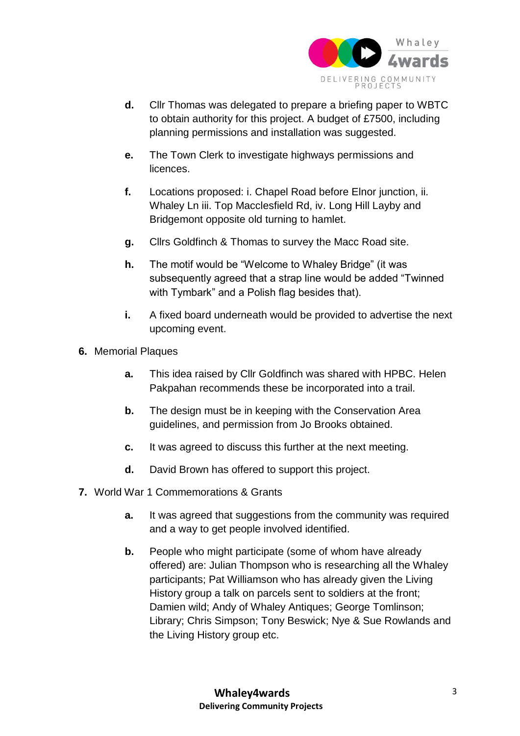d. Cllr Thomas was delegated to prepare a briefing paper to WBTC to obtain authority for this project. A budget of £7500, including planning permissions and installation was suggested.

e. The Town Clerk to investigate highways permissions and licences.

f. Locations proposed: i. Chapel Road before Elnor junction, ii. Whaley Ln iii. Top Macclesfield Rd, iv. Long Hill Layby and Bridgemont opposite old turning to hamlet.

g. Cllrs Goldfinch & Thomas to survey the Macc Road site.

h. The motif would be "Welcome to Whaley Bridge" (it was subsequently agreed that a strap line would be added "Twinned with Tymbark" and a Polish flag besides that).

i. A fixed board underneath would be provided to advertise the next upcoming event.

**6.** Memorial Plaques

a. This idea raised by Cllr Goldfinch was shared with HPBC. Helen Pakpahan recommends these be incorporated into a trail.

b. The design must be in keeping with the Conservation Area guidelines, and permission from Jo Brooks obtained.

c. It was agreed to discuss this further at the next meeting.

d. David Brown has offered to support this project.

**7.** World War 1 Commemorations & Grants

a. It was agreed that suggestions from the community was required and a way to get people involved identified.

b. People who might participate (some of whom have already offered) are: Julian Thompson who is researching all the Whaley participants; Pat Williamson who has already given the Living History group a talk on parcels sent to soldiers at the front; Damien wild; Andy of Whaley Antiques; George Tomlinson; Library; Chris Simpson; Tony Beswick; Nye & Sue Rowlands and the Living History group etc.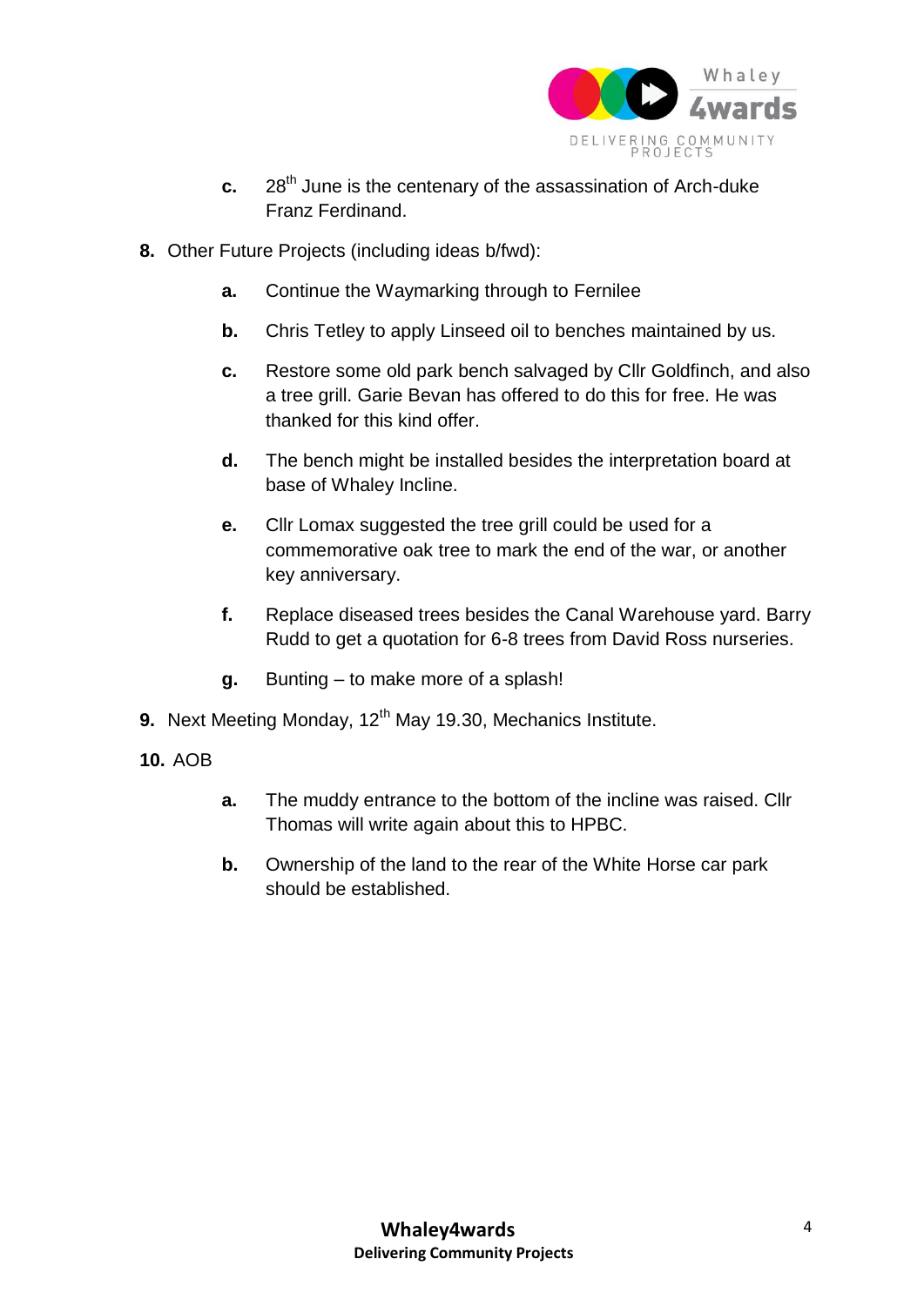c. 28th June is the centenary of the assassination of Arch-duke Franz Ferdinand.

**8.** Other Future Projects (including ideas b/fwd):

- **a.** Continue the Waymarking through to Fernilee
- **b.** Chris Tetley to apply Linseed oil to benches maintained by us.
- **c.** Restore some old park bench salvaged by Cllr Goldfinch, and also a tree grill. Garie Bevan has offered to do this for free. He was thanked for this kind offer.
- **d.** The bench might be installed besides the interpretation board at base of Whaley Incline.
- **e.** Cllr Lomax suggested the tree grill could be used for a commemorative oak tree to mark the end of the war, or another key anniversary.
- **f.** Replace diseased trees besides the Canal Warehouse yard. Barry Rudd to get a quotation for 6-8 trees from David Ross nurseries.
- **g.** Bunting – to make more of a splash!

**9.** Next Meeting Monday, 12th May 19.30, Mechanics Institute.

**10.** AOB

- **a.** The muddy entrance to the bottom of the incline was raised. Cllr Thomas will write again about this to HPBC.
- **b.** Ownership of the land to the rear of the White Horse car park should be established.